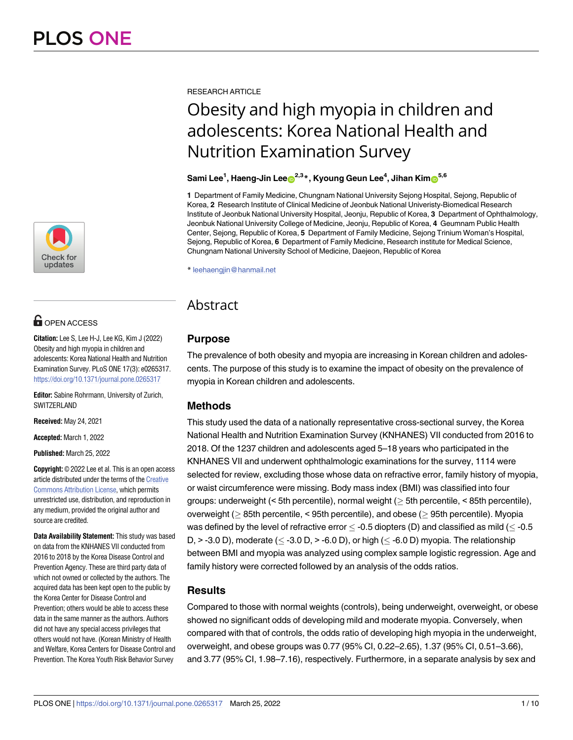PLOS ONE

RESEARCH ARTICLE

# Obesity and high myopia in children and adolescents: Korea National Health and Nutrition Examination Survey

**Sami Lee[1], Haeng-Jin Lee[2,3]*, Kyoung Geun Lee[4], Jihan Kim[5,6]**

**1** Department of Family Medicine, Chungnam National University Sejong Hospital, Sejong, Republic of Korea, **2** Research Institute of Clinical Medicine of Jeonbuk National Univeristy-Biomedical Research Institute of Jeonbuk National University Hospital, Jeonju, Republic of Korea, **3** Department of Ophthalmology, Jeonbuk National University College of Medicine, Jeonju, Republic of Korea, **4** Geumnam Public Health Center, Sejong, Republic of Korea, **5** Department of Family Medicine, Sejong Trinium Woman's Hospital, Sejong, Republic of Korea, **6** Department of Family Medicine, Research institute for Medical Science, Chungnam National University School of Medicine, Daejeon, Republic of Korea

* leehaengjin@hanmail.net

OPEN ACCESS

**Citation:** Lee S, Lee H-J, Lee KG, Kim J (2022) Obesity and high myopia in children and adolescents: Korea National Health and Nutrition Examination Survey. PLoS ONE 17(3): e0265317. https://doi.org/10.1371/journal.pone.0265317

**Editor:** Sabine Rohrmann, University of Zurich, SWITZERLAND

**Received:** May 24, 2021

**Accepted:** March 1, 2022

**Published:** March 25, 2022

**Copyright:** © 2022 Lee et al. This is an open access article distributed under the terms of the Creative Commons Attribution License, which permits unrestricted use, distribution, and reproduction in any medium, provided the original author and source are credited.

**Data Availability Statement:** This study was based on data from the KNHANES VII conducted from 2016 to 2018 by the Korea Disease Control and Prevention Agency. These are third party data of which not owned or collected by the authors. The acquired data has been kept open to the public by the Korea Center for Disease Control and Prevention; others would be able to access these data in the same manner as the authors. Authors did not have any special access privileges that others would not have. (Korean Ministry of Health and Welfare, Korea Centers for Disease Control and Prevention. The Korea Youth Risk Behavior Survey

## Abstract

### Purpose

The prevalence of both obesity and myopia are increasing in Korean children and adolescents. The purpose of this study is to examine the impact of obesity on the prevalence of myopia in Korean children and adolescents.

### Methods

This study used the data of a nationally representative cross-sectional survey, the Korea National Health and Nutrition Examination Survey (KNHANES) VII conducted from 2016 to 2018. Of the 1237 children and adolescents aged 5–18 years who participated in the KNHANES VII and underwent ophthalmologic examinations for the survey, 1114 were selected for review, excluding those whose data on refractive error, family history of myopia, or waist circumference were missing. Body mass index (BMI) was classified into four groups: underweight (< 5th percentile), normal weight (≥ 5th percentile, < 85th percentile), overweight (≥ 85th percentile, < 95th percentile), and obese (≥ 95th percentile). Myopia was defined by the level of refractive error ≤ -0.5 diopters (D) and classified as mild (≤ -0.5 D, > -3.0 D), moderate (≤ -3.0 D, > -6.0 D), or high (≤ -6.0 D) myopia. The relationship between BMI and myopia was analyzed using complex sample logistic regression. Age and family history were corrected followed by an analysis of the odds ratios.

### Results

Compared to those with normal weights (controls), being underweight, overweight, or obese showed no significant odds of developing mild and moderate myopia. Conversely, when compared with that of controls, the odds ratio of developing high myopia in the underweight, overweight, and obese groups was 0.77 (95% CI, 0.22–2.65), 1.37 (95% CI, 0.51–3.66), and 3.77 (95% CI, 1.98–7.16), respectively. Furthermore, in a separate analysis by sex and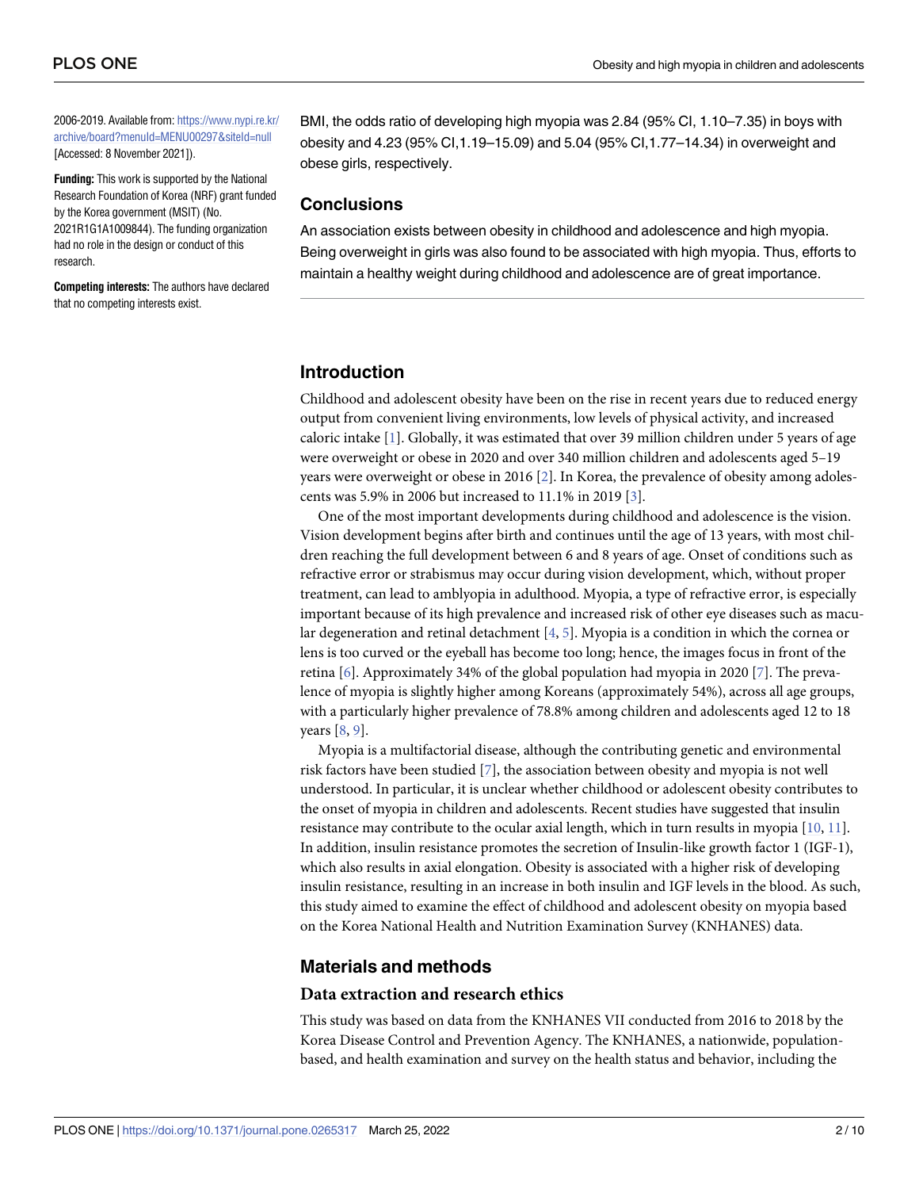2006-2019. Available from: https://www.nypi.re.kr/archive/board?menuId=MENU00297&siteId=null [Accessed: 8 November 2021]).

**Funding:** This work is supported by the National Research Foundation of Korea (NRF) grant funded by the Korea government (MSIT) (No. 2021R1G1A1009844). The funding organization had no role in the design or conduct of this research.

**Competing interests:** The authors have declared that no competing interests exist.

BMI, the odds ratio of developing high myopia was 2.84 (95% CI, 1.10–7.35) in boys with obesity and 4.23 (95% CI,1.19–15.09) and 5.04 (95% CI,1.77–14.34) in overweight and obese girls, respectively.

## Conclusions

An association exists between obesity in childhood and adolescence and high myopia. Being overweight in girls was also found to be associated with high myopia. Thus, efforts to maintain a healthy weight during childhood and adolescence are of great importance.

## Introduction

Childhood and adolescent obesity have been on the rise in recent years due to reduced energy output from convenient living environments, low levels of physical activity, and increased caloric intake [1]. Globally, it was estimated that over 39 million children under 5 years of age were overweight or obese in 2020 and over 340 million children and adolescents aged 5–19 years were overweight or obese in 2016 [2]. In Korea, the prevalence of obesity among adolescents was 5.9% in 2006 but increased to 11.1% in 2019 [3].

One of the most important developments during childhood and adolescence is the vision. Vision development begins after birth and continues until the age of 13 years, with most children reaching the full development between 6 and 8 years of age. Onset of conditions such as refractive error or strabismus may occur during vision development, which, without proper treatment, can lead to amblyopia in adulthood. Myopia, a type of refractive error, is especially important because of its high prevalence and increased risk of other eye diseases such as macular degeneration and retinal detachment [4, 5]. Myopia is a condition in which the cornea or lens is too curved or the eyeball has become too long; hence, the images focus in front of the retina [6]. Approximately 34% of the global population had myopia in 2020 [7]. The prevalence of myopia is slightly higher among Koreans (approximately 54%), across all age groups, with a particularly higher prevalence of 78.8% among children and adolescents aged 12 to 18 years [8, 9].

Myopia is a multifactorial disease, although the contributing genetic and environmental risk factors have been studied [7], the association between obesity and myopia is not well understood. In particular, it is unclear whether childhood or adolescent obesity contributes to the onset of myopia in children and adolescents. Recent studies have suggested that insulin resistance may contribute to the ocular axial length, which in turn results in myopia [10, 11]. In addition, insulin resistance promotes the secretion of Insulin-like growth factor 1 (IGF-1), which also results in axial elongation. Obesity is associated with a higher risk of developing insulin resistance, resulting in an increase in both insulin and IGF levels in the blood. As such, this study aimed to examine the effect of childhood and adolescent obesity on myopia based on the Korea National Health and Nutrition Examination Survey (KNHANES) data.

## Materials and methods

### Data extraction and research ethics

This study was based on data from the KNHANES VII conducted from 2016 to 2018 by the Korea Disease Control and Prevention Agency. The KNHANES, a nationwide, population-based, and health examination and survey on the health status and behavior, including the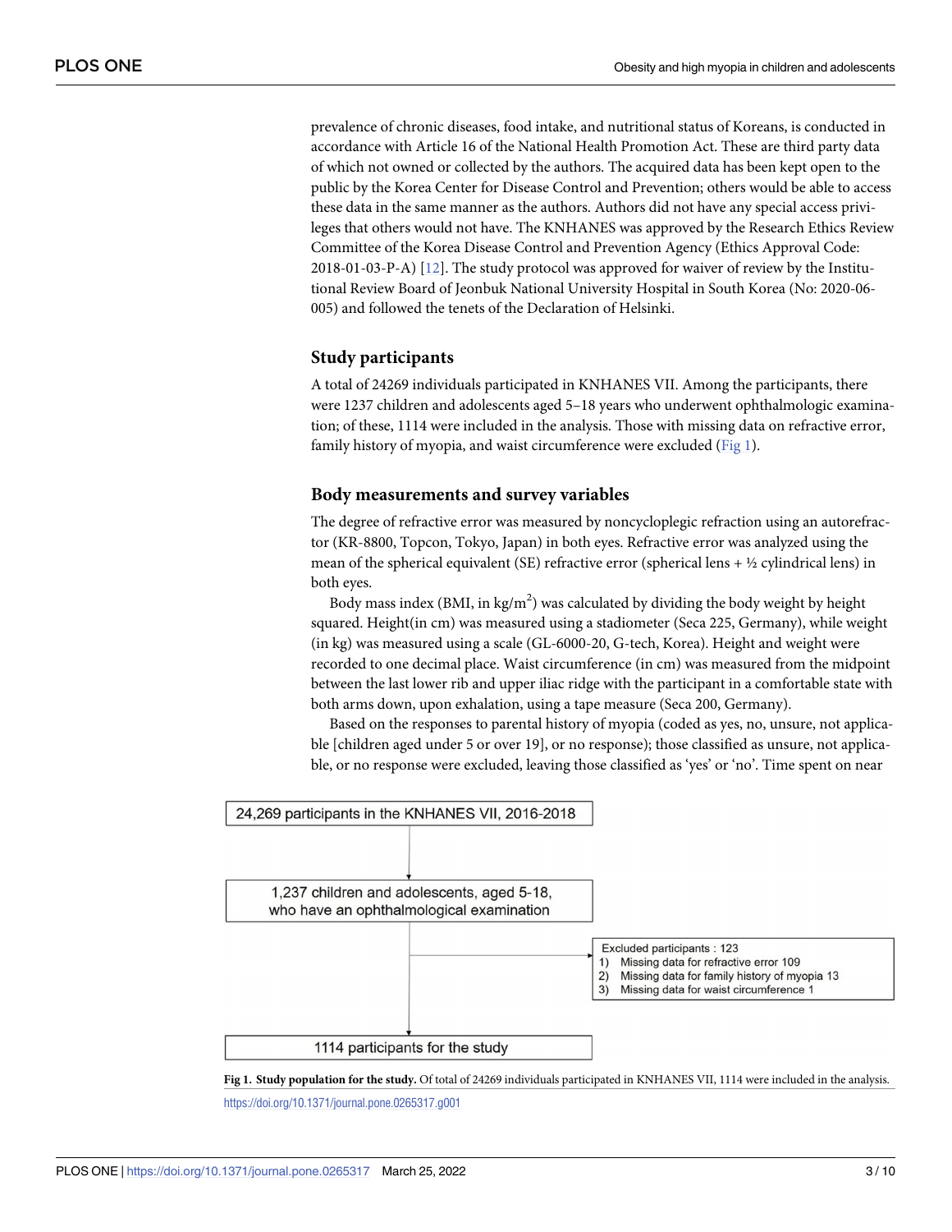prevalence of chronic diseases, food intake, and nutritional status of Koreans, is conducted in accordance with Article 16 of the National Health Promotion Act. These are third party data of which not owned or collected by the authors. The acquired data has been kept open to the public by the Korea Center for Disease Control and Prevention; others would be able to access these data in the same manner as the authors. Authors did not have any special access privileges that others would not have. The KNHANES was approved by the Research Ethics Review Committee of the Korea Disease Control and Prevention Agency (Ethics Approval Code: 2018-01-03-P-A) [12]. The study protocol was approved for waiver of review by the Institutional Review Board of Jeonbuk National University Hospital in South Korea (No: 2020-06-005) and followed the tenets of the Declaration of Helsinki.

## Study participants

A total of 24269 individuals participated in KNHANES VII. Among the participants, there were 1237 children and adolescents aged 5–18 years who underwent ophthalmologic examination; of these, 1114 were included in the analysis. Those with missing data on refractive error, family history of myopia, and waist circumference were excluded (Fig 1).

## Body measurements and survey variables

The degree of refractive error was measured by noncycloplegic refraction using an autorefractor (KR-8800, Topcon, Tokyo, Japan) in both eyes. Refractive error was analyzed using the mean of the spherical equivalent (SE) refractive error (spherical lens + ½ cylindrical lens) in both eyes.

Body mass index (BMI, in $kg/m^2$) was calculated by dividing the body weight by height squared. Height(in cm) was measured using a stadiometer (Seca 225, Germany), while weight (in kg) was measured using a scale (GL-6000-20, G-tech, Korea). Height and weight were recorded to one decimal place. Waist circumference (in cm) was measured from the midpoint between the last lower rib and upper iliac ridge with the participant in a comfortable state with both arms down, upon exhalation, using a tape measure (Seca 200, Germany).

Based on the responses to parental history of myopia (coded as yes, no, unsure, not applicable [children aged under 5 or over 19], or no response); those classified as unsure, not applicable, or no response were excluded, leaving those classified as 'yes' or 'no'. Time spent on near

24,269 participants in the KNHANES VII, 2016-2018

↓

1,237 children and adolescents, aged 5-18, who have an ophthalmological examination

→ Excluded participants : 123
1) Missing data for refractive error 109
2) Missing data for family history of myopia 13
3) Missing data for waist circumference 1

↓

1114 participants for the study

**Fig 1. Study population for the study.** Of total of 24269 individuals participated in KNHANES VII, 1114 were included in the analysis.

https://doi.org/10.1371/journal.pone.0265317.g001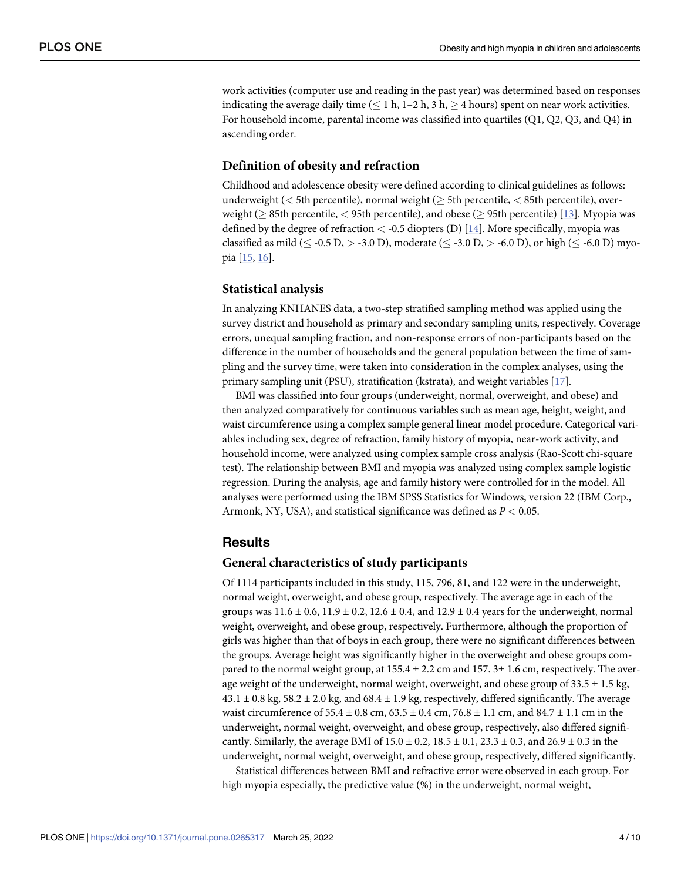work activities (computer use and reading in the past year) was determined based on responses indicating the average daily time ($\leq$ 1 h, 1–2 h, 3 h, $\geq$ 4 hours) spent on near work activities. For household income, parental income was classified into quartiles (Q1, Q2, Q3, and Q4) in ascending order.

### Definition of obesity and refraction

Childhood and adolescence obesity were defined according to clinical guidelines as follows: underweight (< 5th percentile), normal weight ($\geq$ 5th percentile, < 85th percentile), overweight ($\geq$ 85th percentile, < 95th percentile), and obese ($\geq$ 95th percentile) [13]. Myopia was defined by the degree of refraction < -0.5 diopters (D) [14]. More specifically, myopia was classified as mild ($\leq$ -0.5 D, > -3.0 D), moderate ($\leq$ -3.0 D, > -6.0 D), or high ($\leq$ -6.0 D) myopia [15, 16].

### Statistical analysis

In analyzing KNHANES data, a two-step stratified sampling method was applied using the survey district and household as primary and secondary sampling units, respectively. Coverage errors, unequal sampling fraction, and non-response errors of non-participants based on the difference in the number of households and the general population between the time of sampling and the survey time, were taken into consideration in the complex analyses, using the primary sampling unit (PSU), stratification (kstrata), and weight variables [17].

BMI was classified into four groups (underweight, normal, overweight, and obese) and then analyzed comparatively for continuous variables such as mean age, height, weight, and waist circumference using a complex sample general linear model procedure. Categorical variables including sex, degree of refraction, family history of myopia, near-work activity, and household income, were analyzed using complex sample cross analysis (Rao-Scott chi-square test). The relationship between BMI and myopia was analyzed using complex sample logistic regression. During the analysis, age and family history were controlled for in the model. All analyses were performed using the IBM SPSS Statistics for Windows, version 22 (IBM Corp., Armonk, NY, USA), and statistical significance was defined as $P < 0.05$.

## Results

### General characteristics of study participants

Of 1114 participants included in this study, 115, 796, 81, and 122 were in the underweight, normal weight, overweight, and obese group, respectively. The average age in each of the groups was 11.6 ± 0.6, 11.9 ± 0.2, 12.6 ± 0.4, and 12.9 ± 0.4 years for the underweight, normal weight, overweight, and obese group, respectively. Furthermore, although the proportion of girls was higher than that of boys in each group, there were no significant differences between the groups. Average height was significantly higher in the overweight and obese groups compared to the normal weight group, at 155.4 ± 2.2 cm and 157. 3± 1.6 cm, respectively. The average weight of the underweight, normal weight, overweight, and obese group of 33.5 ± 1.5 kg, 43.1 ± 0.8 kg, 58.2 ± 2.0 kg, and 68.4 ± 1.9 kg, respectively, differed significantly. The average waist circumference of 55.4 ± 0.8 cm, 63.5 ± 0.4 cm, 76.8 ± 1.1 cm, and 84.7 ± 1.1 cm in the underweight, normal weight, overweight, and obese group, respectively, also differed significantly. Similarly, the average BMI of 15.0 ± 0.2, 18.5 ± 0.1, 23.3 ± 0.3, and 26.9 ± 0.3 in the underweight, normal weight, overweight, and obese group, respectively, differed significantly.

Statistical differences between BMI and refractive error were observed in each group. For high myopia especially, the predictive value (%) in the underweight, normal weight,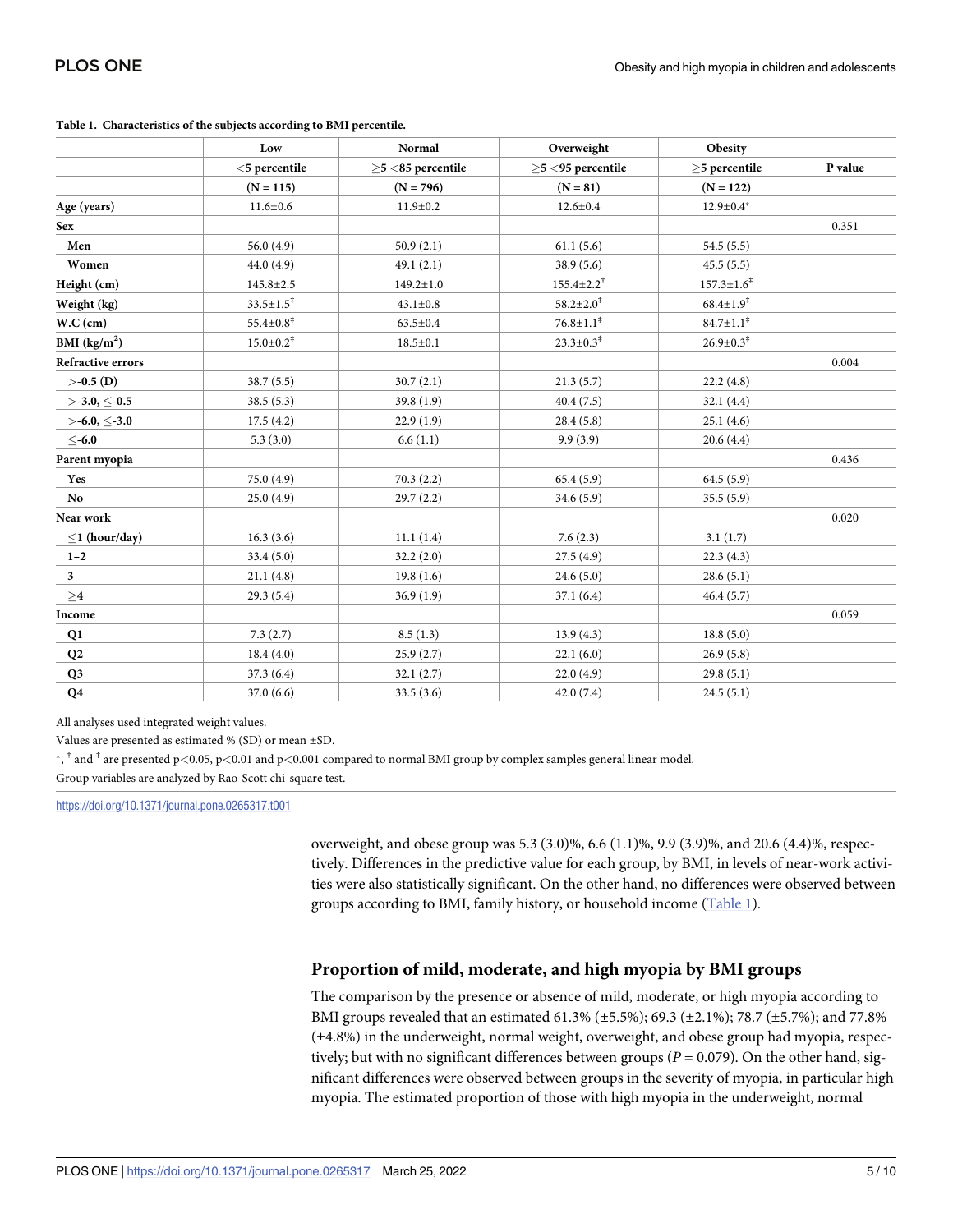**Table 1. Characteristics of the subjects according to BMI percentile.**

| | Low | Normal | Overweight | Obesity | |
|---|---|---|---|---|---|
| | <5 percentile | ≥5 <85 percentile | ≥5 <95 percentile | ≥5 percentile | P value |
| | (N = 115) | (N = 796) | (N = 81) | (N = 122) | |
| **Age (years)** | 11.6±0.6 | 11.9±0.2 | 12.6±0.4 | 12.9±0.4* | |
| **Sex** | | | | | 0.351 |
| **Men** | 56.0 (4.9) | 50.9 (2.1) | 61.1 (5.6) | 54.5 (5.5) | |
| **Women** | 44.0 (4.9) | 49.1 (2.1) | 38.9 (5.6) | 45.5 (5.5) | |
| **Height (cm)** | 145.8±2.5 | 149.2±1.0 | 155.4±2.2† | 157.3±1.6‡ | |
| **Weight (kg)** | 33.5±1.5‡ | 43.1±0.8 | 58.2±2.0‡ | 68.4±1.9‡ | |
| **W.C (cm)** | 55.4±0.8‡ | 63.5±0.4 | 76.8±1.1‡ | 84.7±1.1‡ | |
| **BMI (kg/m²)** | 15.0±0.2‡ | 18.5±0.1 | 23.3±0.3‡ | 26.9±0.3‡ | |
| **Refractive errors** | | | | | 0.004 |
| **>-0.5 (D)** | 38.7 (5.5) | 30.7 (2.1) | 21.3 (5.7) | 22.2 (4.8) | |
| **>-3.0, ≤-0.5** | 38.5 (5.3) | 39.8 (1.9) | 40.4 (7.5) | 32.1 (4.4) | |
| **>-6.0, ≤-3.0** | 17.5 (4.2) | 22.9 (1.9) | 28.4 (5.8) | 25.1 (4.6) | |
| **≤-6.0** | 5.3 (3.0) | 6.6 (1.1) | 9.9 (3.9) | 20.6 (4.4) | |
| **Parent myopia** | | | | | 0.436 |
| **Yes** | 75.0 (4.9) | 70.3 (2.2) | 65.4 (5.9) | 64.5 (5.9) | |
| **No** | 25.0 (4.9) | 29.7 (2.2) | 34.6 (5.9) | 35.5 (5.9) | |
| **Near work** | | | | | 0.020 |
| **≤1 (hour/day)** | 16.3 (3.6) | 11.1 (1.4) | 7.6 (2.3) | 3.1 (1.7) | |
| **1–2** | 33.4 (5.0) | 32.2 (2.0) | 27.5 (4.9) | 22.3 (4.3) | |
| **3** | 21.1 (4.8) | 19.8 (1.6) | 24.6 (5.0) | 28.6 (5.1) | |
| **≥4** | 29.3 (5.4) | 36.9 (1.9) | 37.1 (6.4) | 46.4 (5.7) | |
| **Income** | | | | | 0.059 |
| **Q1** | 7.3 (2.7) | 8.5 (1.3) | 13.9 (4.3) | 18.8 (5.0) | |
| **Q2** | 18.4 (4.0) | 25.9 (2.7) | 22.1 (6.0) | 26.9 (5.8) | |
| **Q3** | 37.3 (6.4) | 32.1 (2.7) | 22.0 (4.9) | 29.8 (5.1) | |
| **Q4** | 37.0 (6.6) | 33.5 (3.6) | 42.0 (7.4) | 24.5 (5.1) | |

All analyses used integrated weight values.

Values are presented as estimated % (SD) or mean ±SD.

*, † and ‡ are presented p<0.05, p<0.01 and p<0.001 compared to normal BMI group by complex samples general linear model.

Group variables are analyzed by Rao-Scott chi-square test.

https://doi.org/10.1371/journal.pone.0265317.t001

overweight, and obese group was 5.3 (3.0)%, 6.6 (1.1)%, 9.9 (3.9)%, and 20.6 (4.4)%, respectively. Differences in the predictive value for each group, by BMI, in levels of near-work activities were also statistically significant. On the other hand, no differences were observed between groups according to BMI, family history, or household income (Table 1).

## Proportion of mild, moderate, and high myopia by BMI groups

The comparison by the presence or absence of mild, moderate, or high myopia according to BMI groups revealed that an estimated 61.3% (±5.5%); 69.3 (±2.1%); 78.7 (±5.7%); and 77.8% (±4.8%) in the underweight, normal weight, overweight, and obese group had myopia, respectively; but with no significant differences between groups ($P = 0.079$). On the other hand, significant differences were observed between groups in the severity of myopia, in particular high myopia. The estimated proportion of those with high myopia in the underweight, normal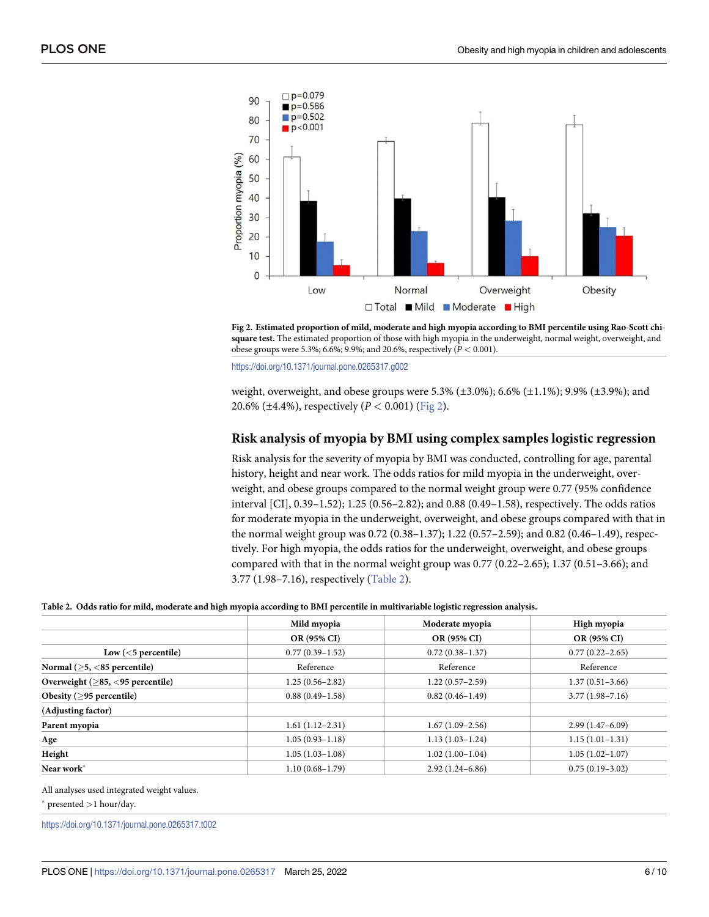**Fig 2. Estimated proportion of mild, moderate and high myopia according to BMI percentile using Rao-Scott chi-square test.** The estimated proportion of those with high myopia in the underweight, normal weight, overweight, and obese groups were 5.3%; 6.6%; 9.9%; and 20.6%, respectively ($P < 0.001$).

https://doi.org/10.1371/journal.pone.0265317.g002

weight, overweight, and obese groups were 5.3% (±3.0%); 6.6% (±1.1%); 9.9% (±3.9%); and 20.6% (±4.4%), respectively ($P < 0.001$) (Fig 2).

## Risk analysis of myopia by BMI using complex samples logistic regression

Risk analysis for the severity of myopia by BMI was conducted, controlling for age, parental history, height and near work. The odds ratios for mild myopia in the underweight, overweight, and obese groups compared to the normal weight group were 0.77 (95% confidence interval [CI], 0.39–1.52); 1.25 (0.56–2.82); and 0.88 (0.49–1.58), respectively. The odds ratios for moderate myopia in the underweight, overweight, and obese groups compared with that in the normal weight group was 0.72 (0.38–1.37); 1.22 (0.57–2.59); and 0.82 (0.46–1.49), respectively. For high myopia, the odds ratios for the underweight, overweight, and obese groups compared with that in the normal weight group was 0.77 (0.22–2.65); 1.37 (0.51–3.66); and 3.77 (1.98–7.16), respectively (Table 2).

**Table 2. Odds ratio for mild, moderate and high myopia according to BMI percentile in multivariable logistic regression analysis.**

| | Mild myopia | Moderate myopia | High myopia |
|---|---|---|---|
| | **OR (95% CI)** | **OR (95% CI)** | **OR (95% CI)** |
| **Low (<5 percentile)** | 0.77 (0.39–1.52) | 0.72 (0.38–1.37) | 0.77 (0.22–2.65) |
| **Normal (≥5, <85 percentile)** | Reference | Reference | Reference |
| **Overweight (≥85, <95 percentile)** | 1.25 (0.56–2.82) | 1.22 (0.57–2.59) | 1.37 (0.51–3.66) |
| **Obesity (≥95 percentile)** | 0.88 (0.49–1.58) | 0.82 (0.46–1.49) | 3.77 (1.98–7.16) |
| **(Adjusting factor)** | | | |
| **Parent myopia** | 1.61 (1.12–2.31) | 1.67 (1.09–2.56) | 2.99 (1.47–6.09) |
| **Age** | 1.05 (0.93–1.18) | 1.13 (1.03–1.24) | 1.15 (1.01–1.31) |
| **Height** | 1.05 (1.03–1.08) | 1.02 (1.00–1.04) | 1.05 (1.02–1.07) |
| **Near work*** | 1.10 (0.68–1.79) | 2.92 (1.24–6.86) | 0.75 (0.19–3.02) |

All analyses used integrated weight values.

* presented >1 hour/day.

https://doi.org/10.1371/journal.pone.0265317.t002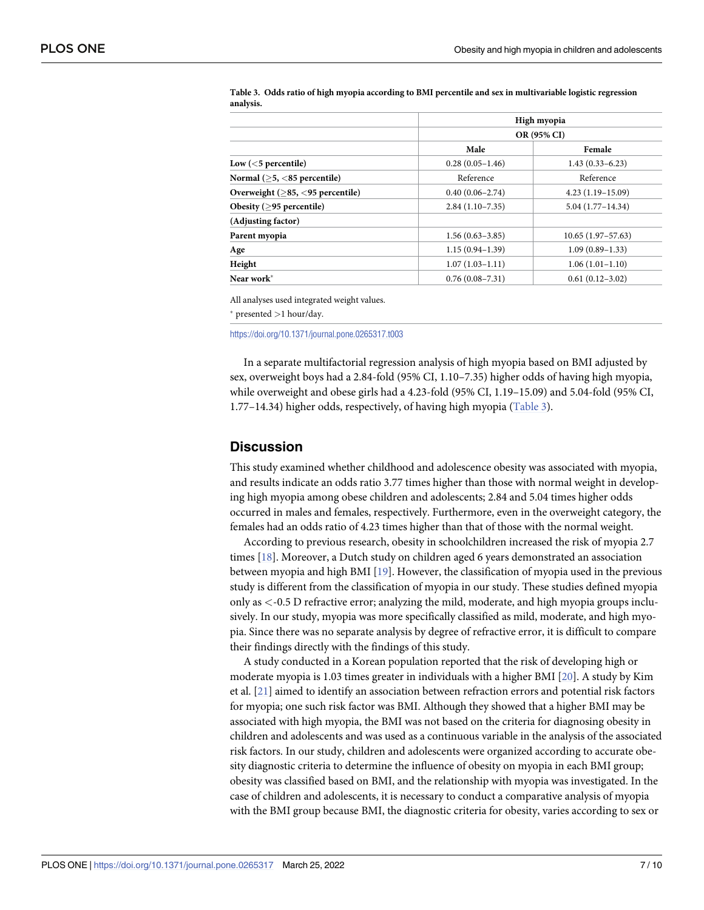**Table 3. Odds ratio of high myopia according to BMI percentile and sex in multivariable logistic regression analysis.**

| | High myopia | |
|---|---|---|
| | OR (95% CI) | |
| | Male | Female |
| **Low (<5 percentile)** | 0.28 (0.05–1.46) | 1.43 (0.33–6.23) |
| **Normal (≥5, <85 percentile)** | Reference | Reference |
| **Overweight (≥85, <95 percentile)** | 0.40 (0.06–2.74) | 4.23 (1.19–15.09) |
| **Obesity (≥95 percentile)** | 2.84 (1.10–7.35) | 5.04 (1.77–14.34) |
| **(Adjusting factor)** | | |
| **Parent myopia** | 1.56 (0.63–3.85) | 10.65 (1.97–57.63) |
| **Age** | 1.15 (0.94–1.39) | 1.09 (0.89–1.33) |
| **Height** | 1.07 (1.03–1.11) | 1.06 (1.01–1.10) |
| **Near work*** | 0.76 (0.08–7.31) | 0.61 (0.12–3.02) |

All analyses used integrated weight values.

* presented >1 hour/day.

https://doi.org/10.1371/journal.pone.0265317.t003

In a separate multifactorial regression analysis of high myopia based on BMI adjusted by sex, overweight boys had a 2.84-fold (95% CI, 1.10–7.35) higher odds of having high myopia, while overweight and obese girls had a 4.23-fold (95% CI, 1.19–15.09) and 5.04-fold (95% CI, 1.77–14.34) higher odds, respectively, of having high myopia (Table 3).

## Discussion

This study examined whether childhood and adolescence obesity was associated with myopia, and results indicate an odds ratio 3.77 times higher than those with normal weight in developing high myopia among obese children and adolescents; 2.84 and 5.04 times higher odds occurred in males and females, respectively. Furthermore, even in the overweight category, the females had an odds ratio of 4.23 times higher than that of those with the normal weight.

According to previous research, obesity in schoolchildren increased the risk of myopia 2.7 times [18]. Moreover, a Dutch study on children aged 6 years demonstrated an association between myopia and high BMI [19]. However, the classification of myopia used in the previous study is different from the classification of myopia in our study. These studies defined myopia only as <-0.5 D refractive error; analyzing the mild, moderate, and high myopia groups inclusively. In our study, myopia was more specifically classified as mild, moderate, and high myopia. Since there was no separate analysis by degree of refractive error, it is difficult to compare their findings directly with the findings of this study.

A study conducted in a Korean population reported that the risk of developing high or moderate myopia is 1.03 times greater in individuals with a higher BMI [20]. A study by Kim et al. [21] aimed to identify an association between refraction errors and potential risk factors for myopia; one such risk factor was BMI. Although they showed that a higher BMI may be associated with high myopia, the BMI was not based on the criteria for diagnosing obesity in children and adolescents and was used as a continuous variable in the analysis of the associated risk factors. In our study, children and adolescents were organized according to accurate obesity diagnostic criteria to determine the influence of obesity on myopia in each BMI group; obesity was classified based on BMI, and the relationship with myopia was investigated. In the case of children and adolescents, it is necessary to conduct a comparative analysis of myopia with the BMI group because BMI, the diagnostic criteria for obesity, varies according to sex or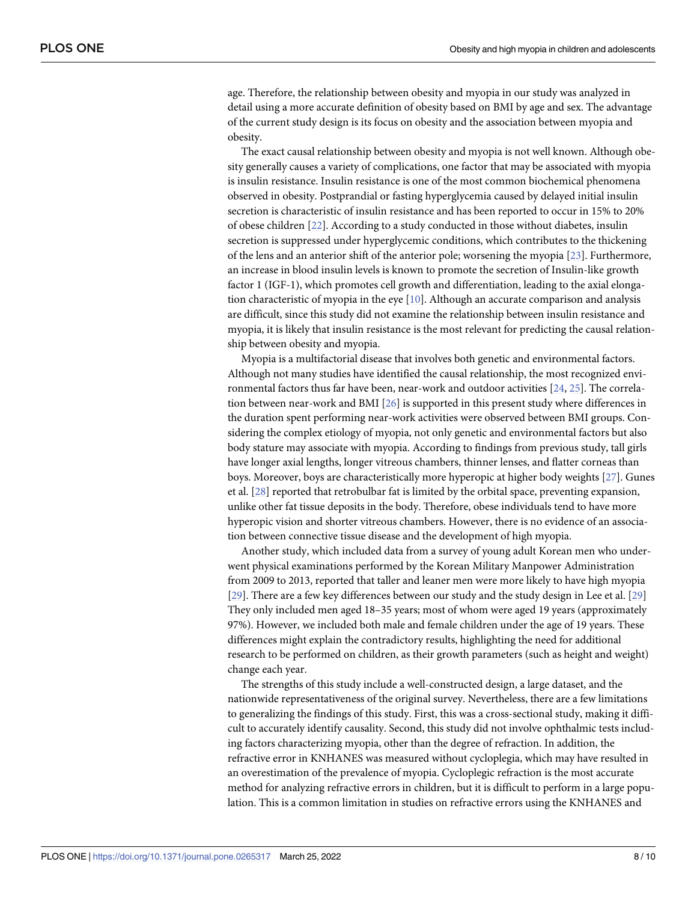age. Therefore, the relationship between obesity and myopia in our study was analyzed in detail using a more accurate definition of obesity based on BMI by age and sex. The advantage of the current study design is its focus on obesity and the association between myopia and obesity.

The exact causal relationship between obesity and myopia is not well known. Although obesity generally causes a variety of complications, one factor that may be associated with myopia is insulin resistance. Insulin resistance is one of the most common biochemical phenomena observed in obesity. Postprandial or fasting hyperglycemia caused by delayed initial insulin secretion is characteristic of insulin resistance and has been reported to occur in 15% to 20% of obese children [22]. According to a study conducted in those without diabetes, insulin secretion is suppressed under hyperglycemic conditions, which contributes to the thickening of the lens and an anterior shift of the anterior pole; worsening the myopia [23]. Furthermore, an increase in blood insulin levels is known to promote the secretion of Insulin-like growth factor 1 (IGF-1), which promotes cell growth and differentiation, leading to the axial elongation characteristic of myopia in the eye [10]. Although an accurate comparison and analysis are difficult, since this study did not examine the relationship between insulin resistance and myopia, it is likely that insulin resistance is the most relevant for predicting the causal relationship between obesity and myopia.

Myopia is a multifactorial disease that involves both genetic and environmental factors. Although not many studies have identified the causal relationship, the most recognized environmental factors thus far have been, near-work and outdoor activities [24, 25]. The correlation between near-work and BMI [26] is supported in this present study where differences in the duration spent performing near-work activities were observed between BMI groups. Considering the complex etiology of myopia, not only genetic and environmental factors but also body stature may associate with myopia. According to findings from previous study, tall girls have longer axial lengths, longer vitreous chambers, thinner lenses, and flatter corneas than boys. Moreover, boys are characteristically more hyperopic at higher body weights [27]. Gunes et al. [28] reported that retrobulbar fat is limited by the orbital space, preventing expansion, unlike other fat tissue deposits in the body. Therefore, obese individuals tend to have more hyperopic vision and shorter vitreous chambers. However, there is no evidence of an association between connective tissue disease and the development of high myopia.

Another study, which included data from a survey of young adult Korean men who underwent physical examinations performed by the Korean Military Manpower Administration from 2009 to 2013, reported that taller and leaner men were more likely to have high myopia [29]. There are a few key differences between our study and the study design in Lee et al. [29] They only included men aged 18–35 years; most of whom were aged 19 years (approximately 97%). However, we included both male and female children under the age of 19 years. These differences might explain the contradictory results, highlighting the need for additional research to be performed on children, as their growth parameters (such as height and weight) change each year.

The strengths of this study include a well-constructed design, a large dataset, and the nationwide representativeness of the original survey. Nevertheless, there are a few limitations to generalizing the findings of this study. First, this was a cross-sectional study, making it difficult to accurately identify causality. Second, this study did not involve ophthalmic tests including factors characterizing myopia, other than the degree of refraction. In addition, the refractive error in KNHANES was measured without cycloplegia, which may have resulted in an overestimation of the prevalence of myopia. Cycloplegic refraction is the most accurate method for analyzing refractive errors in children, but it is difficult to perform in a large population. This is a common limitation in studies on refractive errors using the KNHANES and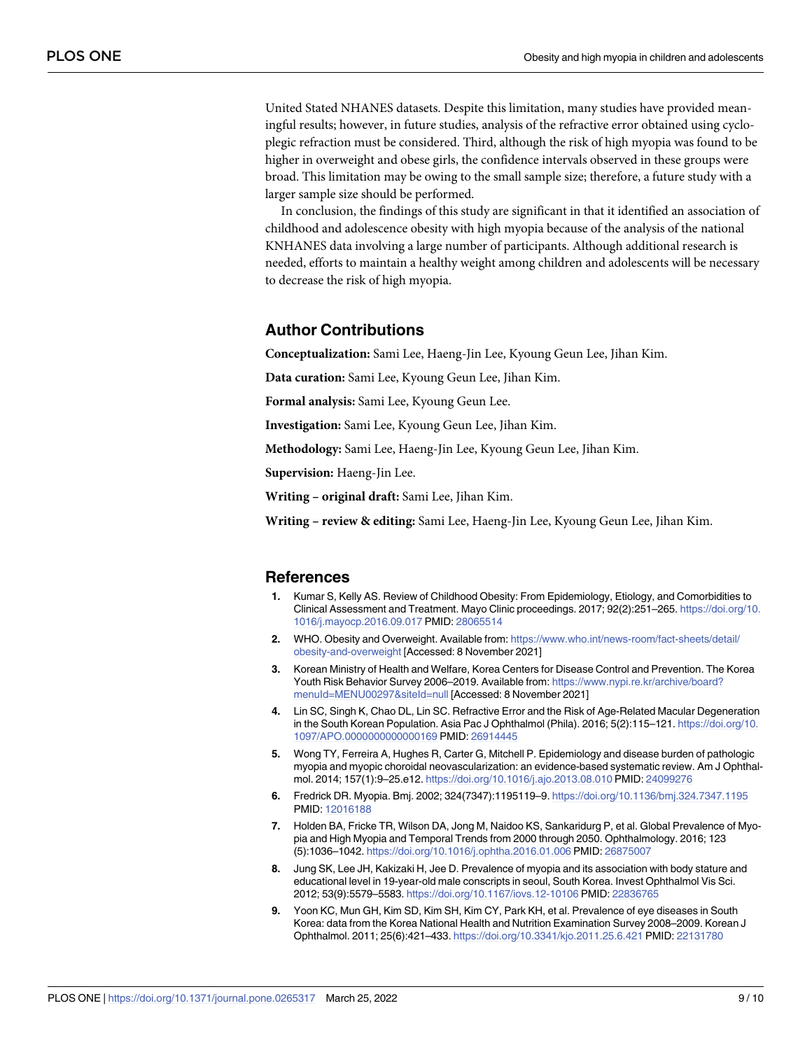United Stated NHANES datasets. Despite this limitation, many studies have provided meaningful results; however, in future studies, analysis of the refractive error obtained using cycloplegic refraction must be considered. Third, although the risk of high myopia was found to be higher in overweight and obese girls, the confidence intervals observed in these groups were broad. This limitation may be owing to the small sample size; therefore, a future study with a larger sample size should be performed.

In conclusion, the findings of this study are significant in that it identified an association of childhood and adolescence obesity with high myopia because of the analysis of the national KNHANES data involving a large number of participants. Although additional research is needed, efforts to maintain a healthy weight among children and adolescents will be necessary to decrease the risk of high myopia.

## Author Contributions

**Conceptualization:** Sami Lee, Haeng-Jin Lee, Kyoung Geun Lee, Jihan Kim.

**Data curation:** Sami Lee, Kyoung Geun Lee, Jihan Kim.

**Formal analysis:** Sami Lee, Kyoung Geun Lee.

**Investigation:** Sami Lee, Kyoung Geun Lee, Jihan Kim.

**Methodology:** Sami Lee, Haeng-Jin Lee, Kyoung Geun Lee, Jihan Kim.

**Supervision:** Haeng-Jin Lee.

**Writing – original draft:** Sami Lee, Jihan Kim.

**Writing – review & editing:** Sami Lee, Haeng-Jin Lee, Kyoung Geun Lee, Jihan Kim.

## References

1. Kumar S, Kelly AS. Review of Childhood Obesity: From Epidemiology, Etiology, and Comorbidities to Clinical Assessment and Treatment. Mayo Clinic proceedings. 2017; 92(2):251–265. https://doi.org/10.1016/j.mayocp.2016.09.017 PMID: 28065514
2. WHO. Obesity and Overweight. Available from: https://www.who.int/news-room/fact-sheets/detail/obesity-and-overweight [Accessed: 8 November 2021]
3. Korean Ministry of Health and Welfare, Korea Centers for Disease Control and Prevention. The Korea Youth Risk Behavior Survey 2006–2019. Available from: https://www.nypi.re.kr/archive/board?menuId=MENU00297&siteId=null [Accessed: 8 November 2021]
4. Lin SC, Singh K, Chao DL, Lin SC. Refractive Error and the Risk of Age-Related Macular Degeneration in the South Korean Population. Asia Pac J Ophthalmol (Phila). 2016; 5(2):115–121. https://doi.org/10.1097/APO.0000000000000169 PMID: 26914445
5. Wong TY, Ferreira A, Hughes R, Carter G, Mitchell P. Epidemiology and disease burden of pathologic myopia and myopic choroidal neovascularization: an evidence-based systematic review. Am J Ophthalmol. 2014; 157(1):9–25.e12. https://doi.org/10.1016/j.ajo.2013.08.010 PMID: 24099276
6. Fredrick DR. Myopia. Bmj. 2002; 324(7347):1195119–9. https://doi.org/10.1136/bmj.324.7347.1195 PMID: 12016188
7. Holden BA, Fricke TR, Wilson DA, Jong M, Naidoo KS, Sankaridurg P, et al. Global Prevalence of Myopia and High Myopia and Temporal Trends from 2000 through 2050. Ophthalmology. 2016; 123(5):1036–1042. https://doi.org/10.1016/j.ophtha.2016.01.006 PMID: 26875007
8. Jung SK, Lee JH, Kakizaki H, Jee D. Prevalence of myopia and its association with body stature and educational level in 19-year-old male conscripts in seoul, South Korea. Invest Ophthalmol Vis Sci. 2012; 53(9):5579–5583. https://doi.org/10.1167/iovs.12-10106 PMID: 22836765
9. Yoon KC, Mun GH, Kim SD, Kim SH, Kim CY, Park KH, et al. Prevalence of eye diseases in South Korea: data from the Korea National Health and Nutrition Examination Survey 2008–2009. Korean J Ophthalmol. 2011; 25(6):421–433. https://doi.org/10.3341/kjo.2011.25.6.421 PMID: 22131780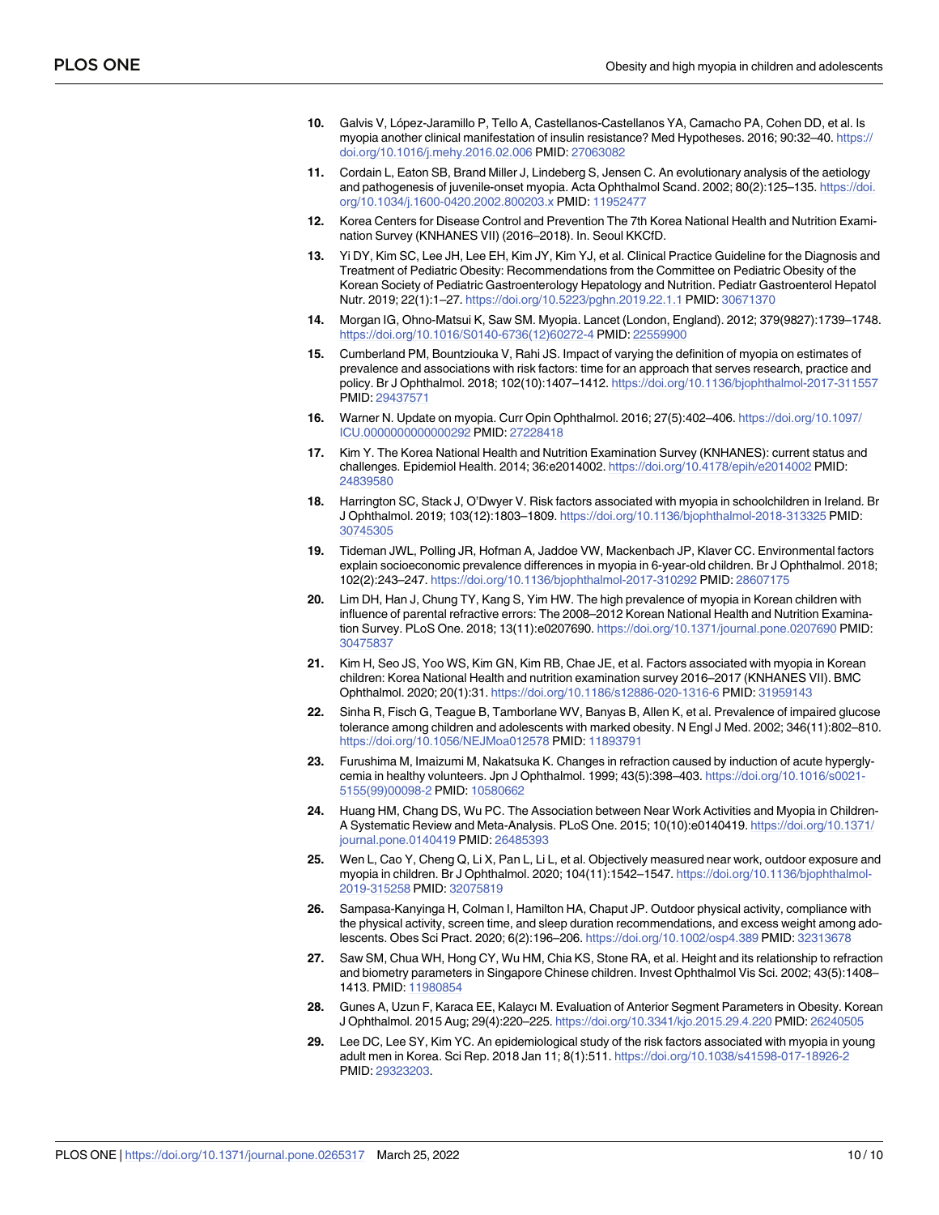10. Galvis V, López-Jaramillo P, Tello A, Castellanos-Castellanos YA, Camacho PA, Cohen DD, et al. Is myopia another clinical manifestation of insulin resistance? Med Hypotheses. 2016; 90:32–40. https://doi.org/10.1016/j.mehy.2016.02.006 PMID: 27063082

11. Cordain L, Eaton SB, Brand Miller J, Lindeberg S, Jensen C. An evolutionary analysis of the aetiology and pathogenesis of juvenile-onset myopia. Acta Ophthalmol Scand. 2002; 80(2):125–135. https://doi.org/10.1034/j.1600-0420.2002.800203.x PMID: 11952477

12. Korea Centers for Disease Control and Prevention The 7th Korea National Health and Nutrition Examination Survey (KNHANES VII) (2016–2018). In. Seoul KKCfD.

13. Yi DY, Kim SC, Lee JH, Lee EH, Kim JY, Kim YJ, et al. Clinical Practice Guideline for the Diagnosis and Treatment of Pediatric Obesity: Recommendations from the Committee on Pediatric Obesity of the Korean Society of Pediatric Gastroenterology Hepatology and Nutrition. Pediatr Gastroenterol Hepatol Nutr. 2019; 22(1):1–27. https://doi.org/10.5223/pghn.2019.22.1.1 PMID: 30671370

14. Morgan IG, Ohno-Matsui K, Saw SM. Myopia. Lancet (London, England). 2012; 379(9827):1739–1748. https://doi.org/10.1016/S0140-6736(12)60272-4 PMID: 22559900

15. Cumberland PM, Bountziouka V, Rahi JS. Impact of varying the definition of myopia on estimates of prevalence and associations with risk factors: time for an approach that serves research, practice and policy. Br J Ophthalmol. 2018; 102(10):1407–1412. https://doi.org/10.1136/bjophthalmol-2017-311557 PMID: 29437571

16. Warner N. Update on myopia. Curr Opin Ophthalmol. 2016; 27(5):402–406. https://doi.org/10.1097/ICU.0000000000000292 PMID: 27228418

17. Kim Y. The Korea National Health and Nutrition Examination Survey (KNHANES): current status and challenges. Epidemiol Health. 2014; 36:e2014002. https://doi.org/10.4178/epih/e2014002 PMID: 24839580

18. Harrington SC, Stack J, O'Dwyer V. Risk factors associated with myopia in schoolchildren in Ireland. Br J Ophthalmol. 2019; 103(12):1803–1809. https://doi.org/10.1136/bjophthalmol-2018-313325 PMID: 30745305

19. Tideman JWL, Polling JR, Hofman A, Jaddoe VW, Mackenbach JP, Klaver CC. Environmental factors explain socioeconomic prevalence differences in myopia in 6-year-old children. Br J Ophthalmol. 2018; 102(2):243–247. https://doi.org/10.1136/bjophthalmol-2017-310292 PMID: 28607175

20. Lim DH, Han J, Chung TY, Kang S, Yim HW. The high prevalence of myopia in Korean children with influence of parental refractive errors: The 2008–2012 Korean National Health and Nutrition Examination Survey. PLoS One. 2018; 13(11):e0207690. https://doi.org/10.1371/journal.pone.0207690 PMID: 30475837

21. Kim H, Seo JS, Yoo WS, Kim GN, Kim RB, Chae JE, et al. Factors associated with myopia in Korean children: Korea National Health and nutrition examination survey 2016–2017 (KNHANES VII). BMC Ophthalmol. 2020; 20(1):31. https://doi.org/10.1186/s12886-020-1316-6 PMID: 31959143

22. Sinha R, Fisch G, Teague B, Tamborlane WV, Banyas B, Allen K, et al. Prevalence of impaired glucose tolerance among children and adolescents with marked obesity. N Engl J Med. 2002; 346(11):802–810. https://doi.org/10.1056/NEJMoa012578 PMID: 11893791

23. Furushima M, Imaizumi M, Nakatsuka K. Changes in refraction caused by induction of acute hyperglycemia in healthy volunteers. Jpn J Ophthalmol. 1999; 43(5):398–403. https://doi.org/10.1016/s0021-5155(99)00098-2 PMID: 10580662

24. Huang HM, Chang DS, Wu PC. The Association between Near Work Activities and Myopia in Children-A Systematic Review and Meta-Analysis. PLoS One. 2015; 10(10):e0140419. https://doi.org/10.1371/journal.pone.0140419 PMID: 26485393

25. Wen L, Cao Y, Cheng Q, Li X, Pan L, Li L, et al. Objectively measured near work, outdoor exposure and myopia in children. Br J Ophthalmol. 2020; 104(11):1542–1547. https://doi.org/10.1136/bjophthalmol-2019-315258 PMID: 32075819

26. Sampasa-Kanyinga H, Colman I, Hamilton HA, Chaput JP. Outdoor physical activity, compliance with the physical activity, screen time, and sleep duration recommendations, and excess weight among adolescents. Obes Sci Pract. 2020; 6(2):196–206. https://doi.org/10.1002/osp4.389 PMID: 32313678

27. Saw SM, Chua WH, Hong CY, Wu HM, Chia KS, Stone RA, et al. Height and its relationship to refraction and biometry parameters in Singapore Chinese children. Invest Ophthalmol Vis Sci. 2002; 43(5):1408–1413. PMID: 11980854

28. Gunes A, Uzun F, Karaca EE, Kalaycı M. Evaluation of Anterior Segment Parameters in Obesity. Korean J Ophthalmol. 2015 Aug; 29(4):220–225. https://doi.org/10.3341/kjo.2015.29.4.220 PMID: 26240505

29. Lee DC, Lee SY, Kim YC. An epidemiological study of the risk factors associated with myopia in young adult men in Korea. Sci Rep. 2018 Jan 11; 8(1):511. https://doi.org/10.1038/s41598-017-18926-2 PMID: 29323203.